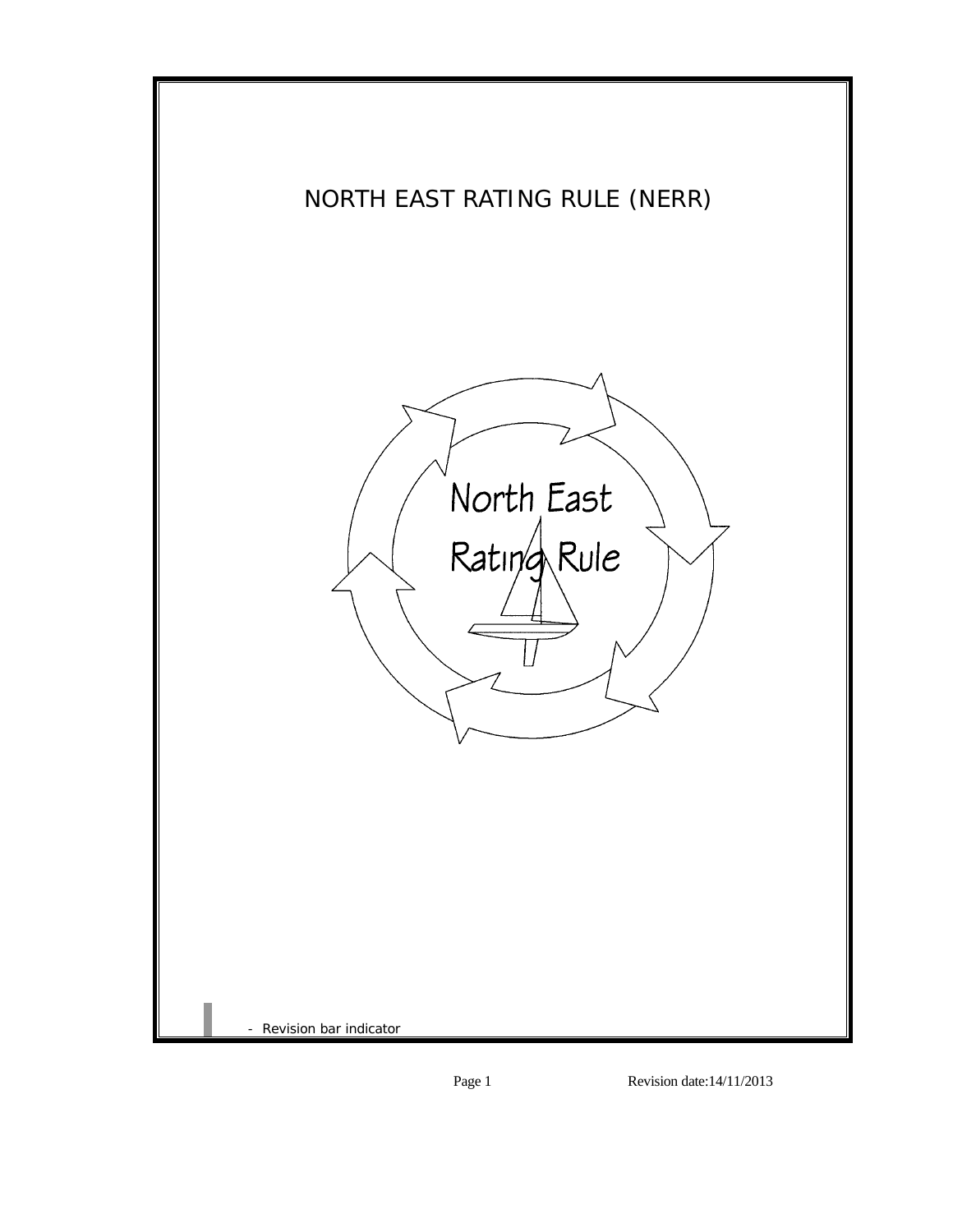# NORTH EAST RATING RULE (NERR)

North East Rating Rule

- Revision bar indicator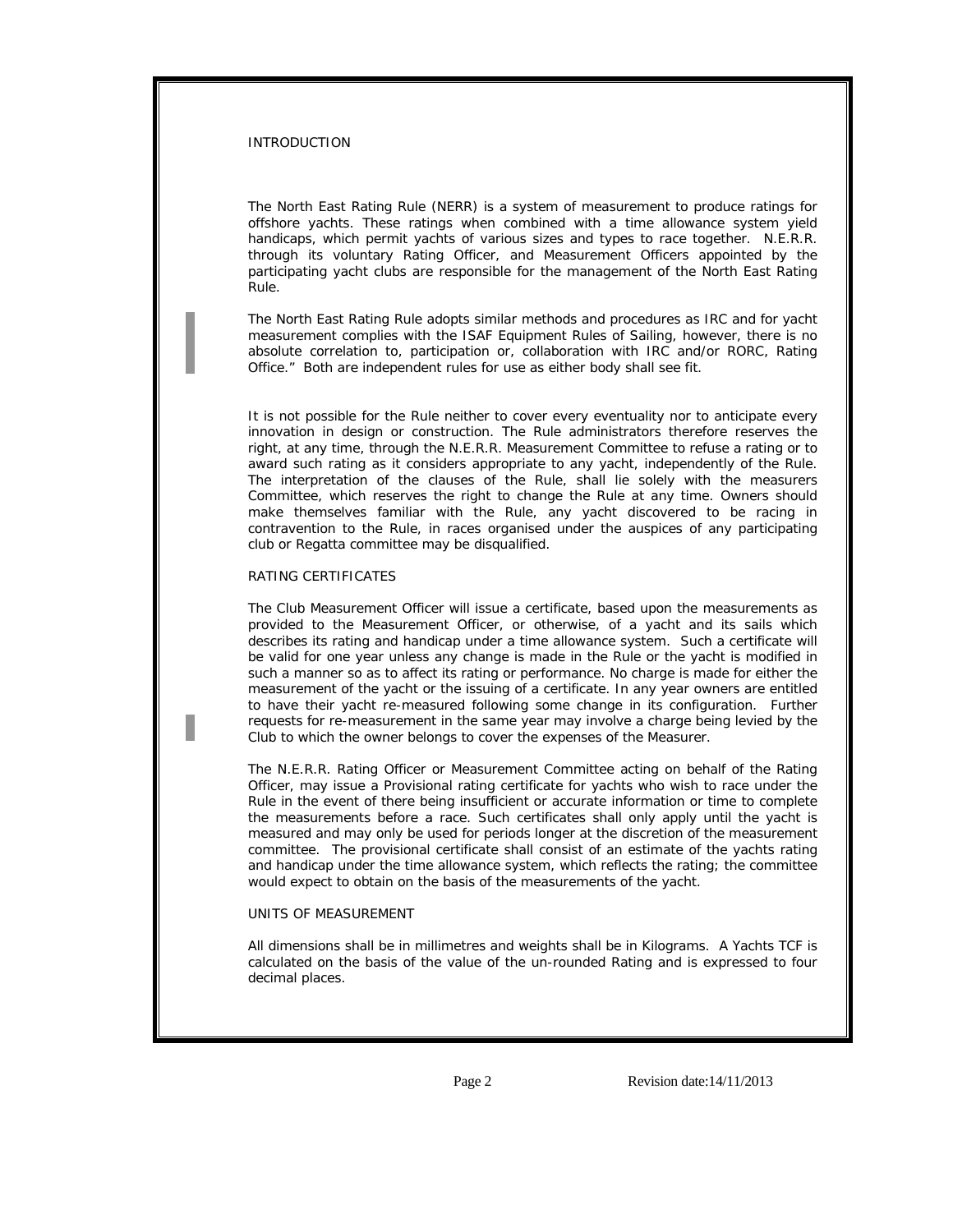## INTRODUCTION

The North East Rating Rule (NERR) is a system of measurement to produce ratings for offshore yachts. These ratings when combined with a time allowance system yield handicaps, which permit yachts of various sizes and types to race together. N.E.R.R. through its voluntary Rating Officer, and Measurement Officers appointed by the participating yacht clubs are responsible for the management of the North East Rating Rule.

The North East Rating Rule adopts similar methods and procedures as IRC and for yacht measurement complies with the ISAF Equipment Rules of Sailing, however, there is no absolute correlation to, participation or, collaboration with IRC and/or RORC, Rating Office." Both are independent rules for use as either body shall see fit.

It is not possible for the Rule neither to cover every eventuality nor to anticipate every innovation in design or construction. The Rule administrators therefore reserves the right, at any time, through the N.E.R.R. Measurement Committee to refuse a rating or to award such rating as it considers appropriate to any yacht, independently of the Rule. The interpretation of the clauses of the Rule, shall lie solely with the measurers Committee, which reserves the right to change the Rule at any time. Owners should make themselves familiar with the Rule, any yacht discovered to be racing in contravention to the Rule, in races organised under the auspices of any participating club or Regatta committee may be disqualified.

## RATING CERTIFICATES

The Club Measurement Officer will issue a certificate, based upon the measurements as provided to the Measurement Officer, or otherwise, of a yacht and its sails which describes its rating and handicap under a time allowance system. Such a certificate will be valid for one year unless any change is made in the Rule or the yacht is modified in such a manner so as to affect its rating or performance. No charge is made for either the measurement of the yacht or the issuing of a certificate. In any year owners are entitled to have their yacht re-measured following some change in its configuration. Further requests for re-measurement in the same year may involve a charge being levied by the Club to which the owner belongs to cover the expenses of the Measurer.

The N.E.R.R. Rating Officer or Measurement Committee acting on behalf of the Rating Officer, may issue a Provisional rating certificate for yachts who wish to race under the Rule in the event of there being insufficient or accurate information or time to complete the measurements before a race. Such certificates shall only apply until the yacht is measured and may only be used for periods longer at the discretion of the measurement committee. The provisional certificate shall consist of an estimate of the yachts rating and handicap under the time allowance system, which reflects the rating; the committee would expect to obtain on the basis of the measurements of the yacht.

## UNITS OF MEASUREMENT

All dimensions shall be in millimetres and weights shall be in Kilograms. A Yachts TCF is calculated on the basis of the value of the un-rounded Rating and is expressed to four decimal places.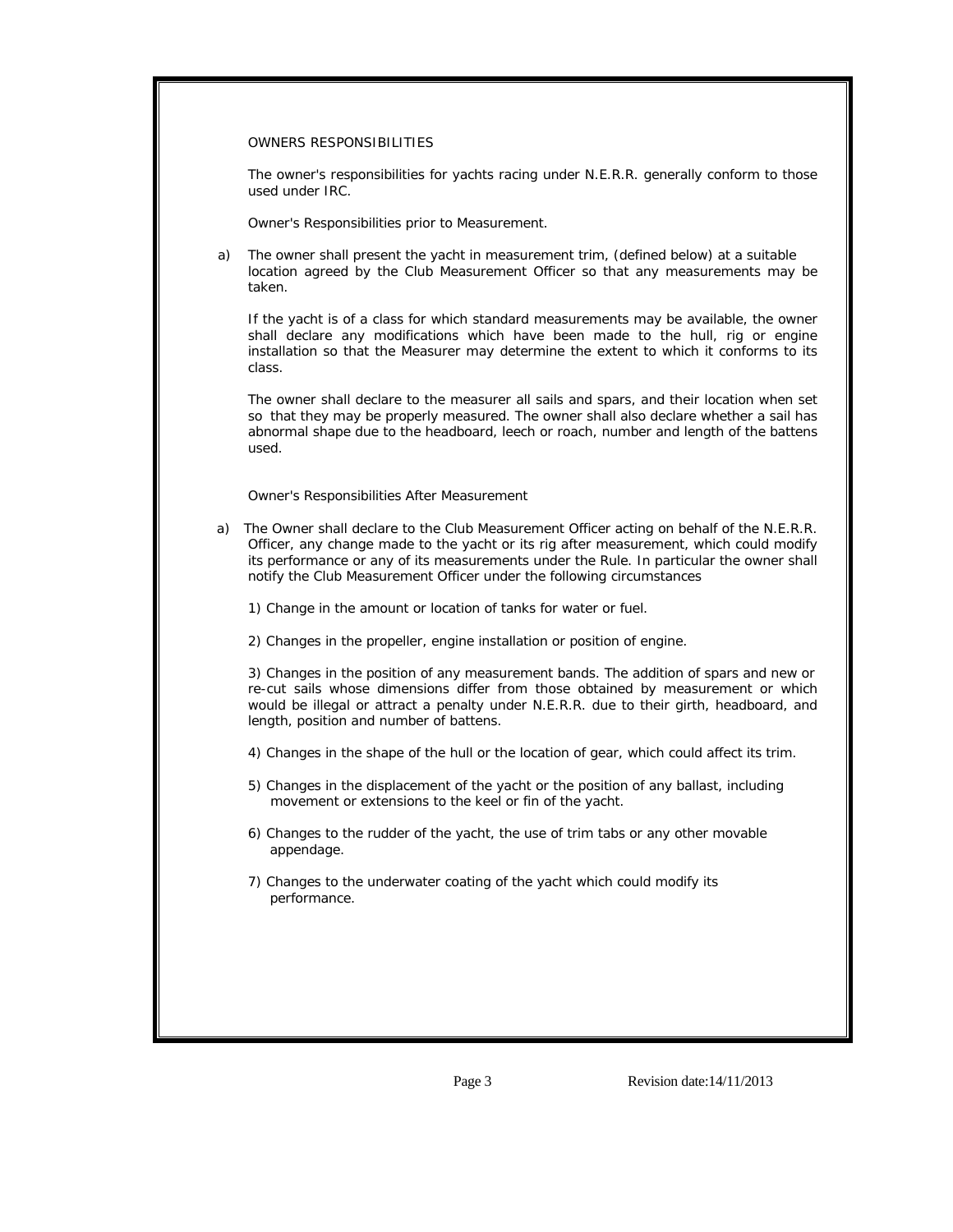## OWNERS RESPONSIBILITIES

The owner's responsibilities for yachts racing under N.E.R.R. generally conform to those used under IRC.

### Owner's Responsibilities prior to Measurement.

a) The owner shall present the yacht in measurement trim, (defined below) at a suitable location agreed by the Club Measurement Officer so that any measurements may be taken.

If the yacht is of a class for which standard measurements may be available, the owner shall declare any modifications which have been made to the hull, rig or engine installation so that the Measurer may determine the extent to which it conforms to its class.

The owner shall declare to the measurer all sails and spars, and their location when set so that they may be properly measured. The owner shall also declare whether a sail has abnormal shape due to the headboard, leech or roach, number and length of the battens used.

### Owner's Responsibilities After Measurement

a) The Owner shall declare to the Club Measurement Officer acting on behalf of the N.E.R.R. Officer, any change made to the yacht or its rig after measurement, which could modify its performance or any of its measurements under the Rule. In particular the owner shall notify the Club Measurement Officer under the following circumstances

1) Change in the amount or location of tanks for water or fuel.

2) Changes in the propeller, engine installation or position of engine.

3) Changes in the position of any measurement bands. The addition of spars and new or re-cut sails whose dimensions differ from those obtained by measurement or which would be illegal or attract a penalty under N.E.R.R. due to their girth, headboard, and length, position and number of battens.

4) Changes in the shape of the hull or the location of gear, which could affect its trim.

5) Changes in the displacement of the yacht or the position of any ballast, including movement or extensions to the keel or fin of the yacht.

6) Changes to the rudder of the yacht, the use of trim tabs or any other movable appendage.

7) Changes to the underwater coating of the yacht which could modify its performance.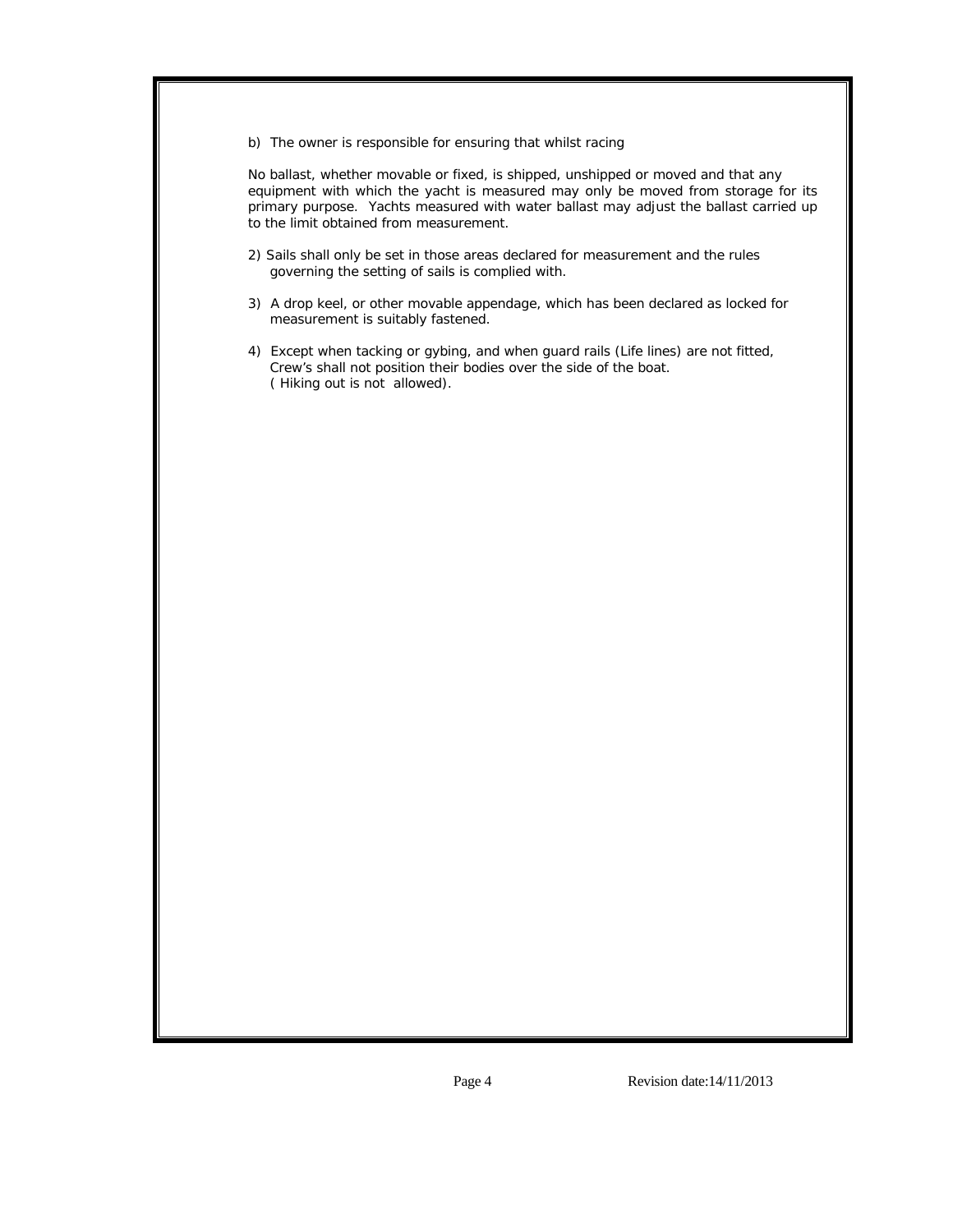b) The owner is responsible for ensuring that whilst racing

No ballast, whether movable or fixed, is shipped, unshipped or moved and that any equipment with which the yacht is measured may only be moved from storage for its primary purpose. Yachts measured with water ballast may adjust the ballast carried up to the limit obtained from measurement.

2) Sails shall only be set in those areas declared for measurement and the rules governing the setting of sails is complied with.

3) A drop keel, or other movable appendage, which has been declared as locked for measurement is suitably fastened.

4) Except when tacking or gybing, and when guard rails (Life lines) are not fitted, Crew's shall not position their bodies over the side of the boat. ( Hiking out is not allowed).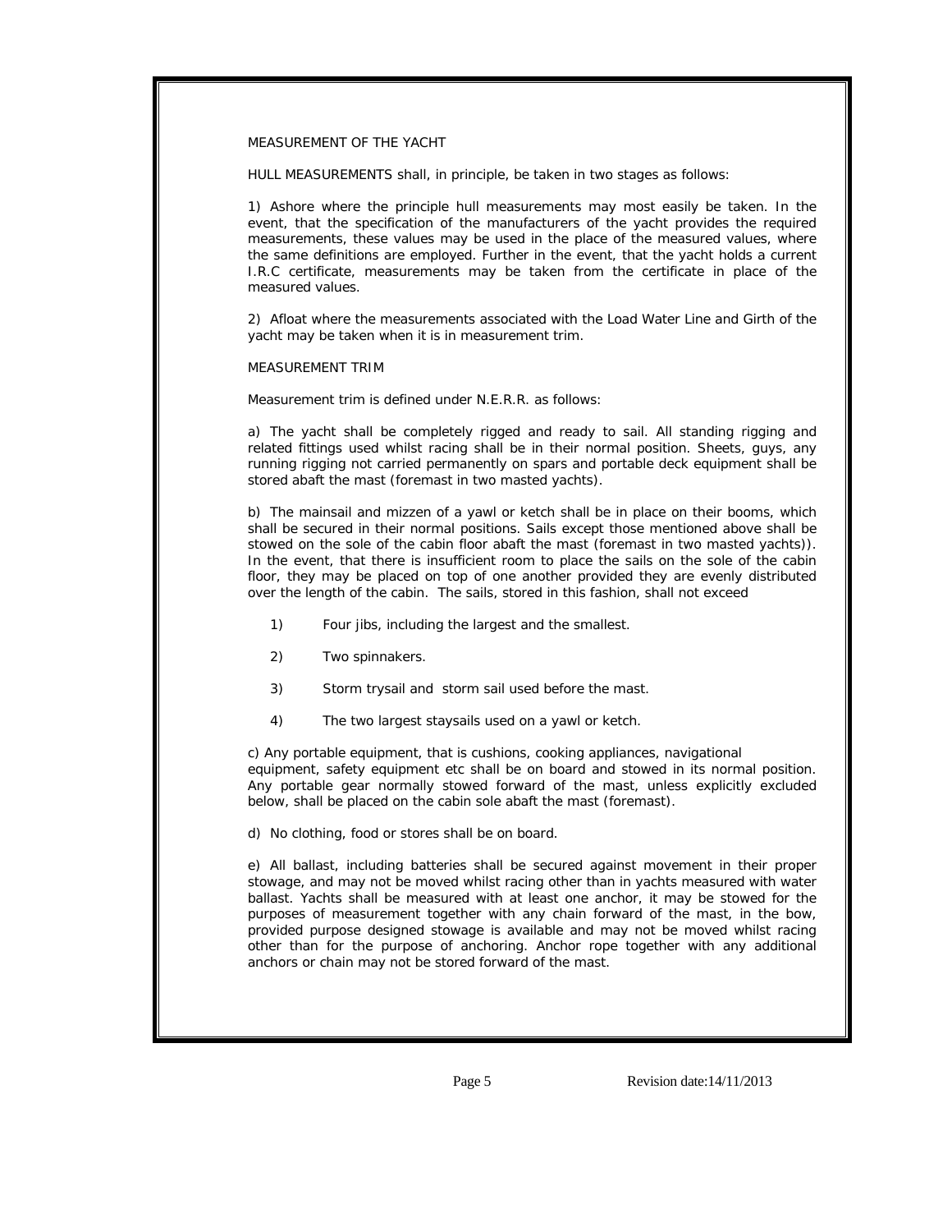## MEASUREMENT OF THE YACHT

HULL MEASUREMENTS shall, in principle, be taken in two stages as follows:

1) Ashore where the principle hull measurements may most easily be taken. In the event, that the specification of the manufacturers of the yacht provides the required measurements, these values may be used in the place of the measured values, where the same definitions are employed. Further in the event, that the yacht holds a current I.R.C certificate, measurements may be taken from the certificate in place of the measured values.

2) Afloat where the measurements associated with the Load Water Line and Girth of the yacht may be taken when it is in measurement trim.

### MEASUREMENT TRIM

Measurement trim is defined under N.E.R.R. as follows:

a) The yacht shall be completely rigged and ready to sail. All standing rigging and related fittings used whilst racing shall be in their normal position. Sheets, guys, any running rigging not carried permanently on spars and portable deck equipment shall be stored abaft the mast (foremast in two masted yachts).

b) The mainsail and mizzen of a yawl or ketch shall be in place on their booms, which shall be secured in their normal positions. Sails except those mentioned above shall be stowed on the sole of the cabin floor abaft the mast (foremast in two masted yachts)). In the event, that there is insufficient room to place the sails on the sole of the cabin floor, they may be placed on top of one another provided they are evenly distributed over the length of the cabin. The sails, stored in this fashion, shall not exceed

1) Four jibs, including the largest and the smallest.
2) Two spinnakers.
3) Storm trysail and storm sail used before the mast.
4) The two largest staysails used on a yawl or ketch.

c) Any portable equipment, that is cushions, cooking appliances, navigational equipment, safety equipment etc shall be on board and stowed in its normal position. Any portable gear normally stowed forward of the mast, unless explicitly excluded below, shall be placed on the cabin sole abaft the mast (foremast).

d) No clothing, food or stores shall be on board.

e) All ballast, including batteries shall be secured against movement in their proper stowage, and may not be moved whilst racing other than in yachts measured with water ballast. Yachts shall be measured with at least one anchor, it may be stowed for the purposes of measurement together with any chain forward of the mast, in the bow, provided purpose designed stowage is available and may not be moved whilst racing other than for the purpose of anchoring. Anchor rope together with any additional anchors or chain may not be stored forward of the mast.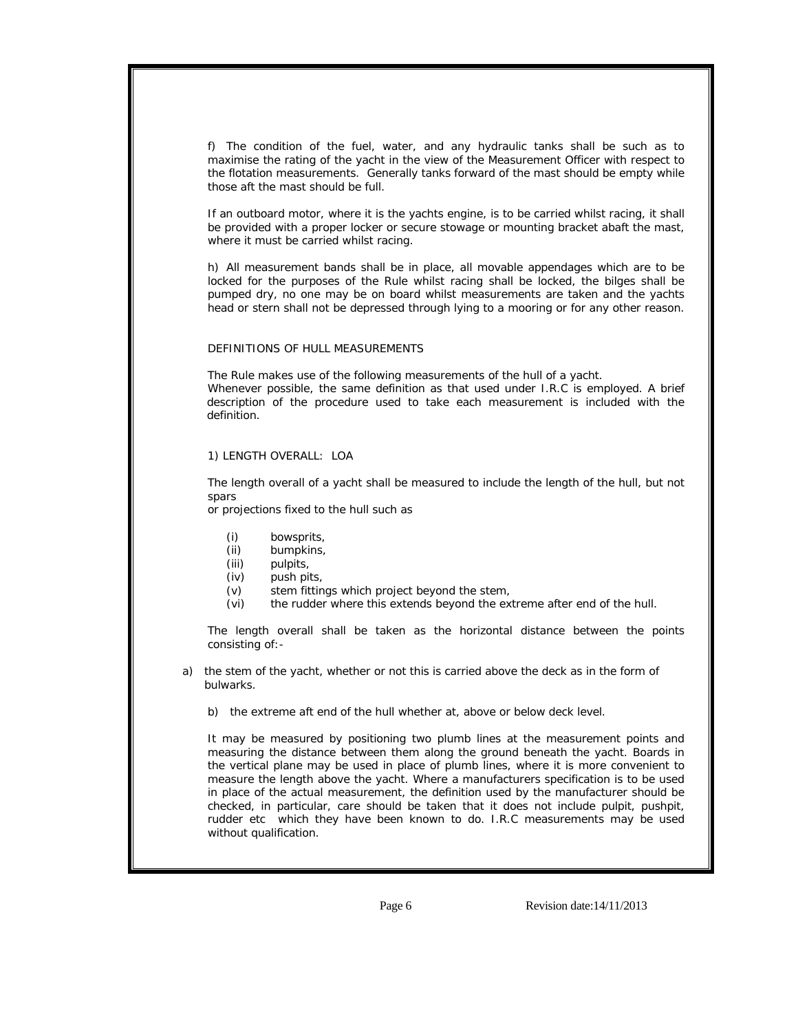f) The condition of the fuel, water, and any hydraulic tanks shall be such as to maximise the rating of the yacht in the view of the Measurement Officer with respect to the flotation measurements. Generally tanks forward of the mast should be empty while those aft the mast should be full.

If an outboard motor, where it is the yachts engine, is to be carried whilst racing, it shall be provided with a proper locker or secure stowage or mounting bracket abaft the mast, where it must be carried whilst racing.

h) All measurement bands shall be in place, all movable appendages which are to be locked for the purposes of the Rule whilst racing shall be locked, the bilges shall be pumped dry, no one may be on board whilst measurements are taken and the yachts head or stern shall not be depressed through lying to a mooring or for any other reason.

## DEFINITIONS OF HULL MEASUREMENTS

The Rule makes use of the following measurements of the hull of a yacht.
Whenever possible, the same definition as that used under I.R.C is employed. A brief description of the procedure used to take each measurement is included with the definition.

### 1) LENGTH OVERALL: LOA

The length overall of a yacht shall be measured to include the length of the hull, but not spars
or projections fixed to the hull such as

- (i) bowsprits,
- (ii) bumpkins,
- (iii) pulpits,
- (iv) push pits,
- (v) stem fittings which project beyond the stem,
- (vi) the rudder where this extends beyond the extreme after end of the hull.

The length overall shall be taken as the horizontal distance between the points consisting of:-

a) the stem of the yacht, whether or not this is carried above the deck as in the form of bulwarks.

b) the extreme aft end of the hull whether at, above or below deck level.

It may be measured by positioning two plumb lines at the measurement points and measuring the distance between them along the ground beneath the yacht. Boards in the vertical plane may be used in place of plumb lines, where it is more convenient to measure the length above the yacht. Where a manufacturers specification is to be used in place of the actual measurement, the definition used by the manufacturer should be checked, in particular, care should be taken that it does not include pulpit, pushpit, rudder etc which they have been known to do. I.R.C measurements may be used without qualification.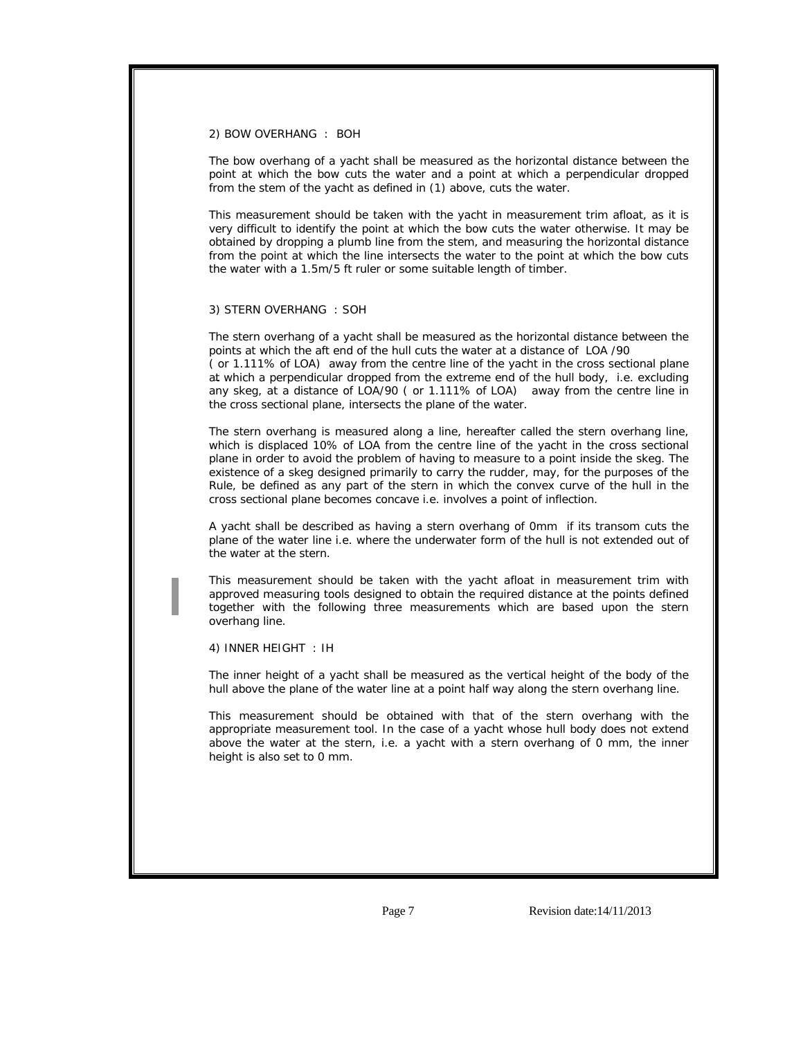### 2) BOW OVERHANG : BOH

The bow overhang of a yacht shall be measured as the horizontal distance between the point at which the bow cuts the water and a point at which a perpendicular dropped from the stem of the yacht as defined in (1) above, cuts the water.

This measurement should be taken with the yacht in measurement trim afloat, as it is very difficult to identify the point at which the bow cuts the water otherwise. It may be obtained by dropping a plumb line from the stem, and measuring the horizontal distance from the point at which the line intersects the water to the point at which the bow cuts the water with a 1.5m/5 ft ruler or some suitable length of timber.

### 3) STERN OVERHANG : SOH

The stern overhang of a yacht shall be measured as the horizontal distance between the points at which the aft end of the hull cuts the water at a distance of LOA /90 ( or 1.111% of LOA) away from the centre line of the yacht in the cross sectional plane at which a perpendicular dropped from the extreme end of the hull body, i.e. excluding any skeg, at a distance of LOA/90 ( or 1.111% of LOA) away from the centre line in the cross sectional plane, intersects the plane of the water.

The stern overhang is measured along a line, hereafter called the stern overhang line, which is displaced 10% of LOA from the centre line of the yacht in the cross sectional plane in order to avoid the problem of having to measure to a point inside the skeg. The existence of a skeg designed primarily to carry the rudder, may, for the purposes of the Rule, be defined as any part of the stern in which the convex curve of the hull in the cross sectional plane becomes concave i.e. involves a point of inflection.

A yacht shall be described as having a stern overhang of 0mm if its transom cuts the plane of the water line i.e. where the underwater form of the hull is not extended out of the water at the stern.

This measurement should be taken with the yacht afloat in measurement trim with approved measuring tools designed to obtain the required distance at the points defined together with the following three measurements which are based upon the stern overhang line.

### 4) INNER HEIGHT : IH

The inner height of a yacht shall be measured as the vertical height of the body of the hull above the plane of the water line at a point half way along the stern overhang line.

This measurement should be obtained with that of the stern overhang with the appropriate measurement tool. In the case of a yacht whose hull body does not extend above the water at the stern, i.e. a yacht with a stern overhang of 0 mm, the inner height is also set to 0 mm.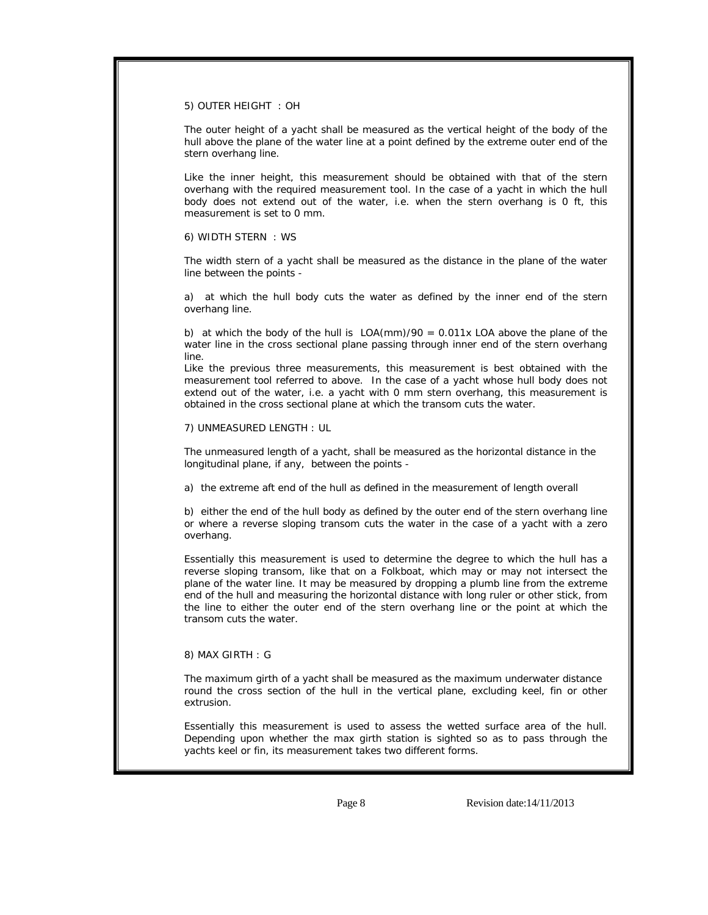5) OUTER HEIGHT : OH

The outer height of a yacht shall be measured as the vertical height of the body of the hull above the plane of the water line at a point defined by the extreme outer end of the stern overhang line.

Like the inner height, this measurement should be obtained with that of the stern overhang with the required measurement tool. In the case of a yacht in which the hull body does not extend out of the water, i.e. when the stern overhang is 0 ft, this measurement is set to 0 mm.

6) WIDTH STERN : WS

The width stern of a yacht shall be measured as the distance in the plane of the water line between the points -

a) at which the hull body cuts the water as defined by the inner end of the stern overhang line.

b) at which the body of the hull is LOA(mm)/90 = 0.011x LOA above the plane of the water line in the cross sectional plane passing through inner end of the stern overhang line.

Like the previous three measurements, this measurement is best obtained with the measurement tool referred to above. In the case of a yacht whose hull body does not extend out of the water, i.e. a yacht with 0 mm stern overhang, this measurement is obtained in the cross sectional plane at which the transom cuts the water.

7) UNMEASURED LENGTH : UL

The unmeasured length of a yacht, shall be measured as the horizontal distance in the longitudinal plane, if any, between the points -

a) the extreme aft end of the hull as defined in the measurement of length overall

b) either the end of the hull body as defined by the outer end of the stern overhang line or where a reverse sloping transom cuts the water in the case of a yacht with a zero overhang.

Essentially this measurement is used to determine the degree to which the hull has a reverse sloping transom, like that on a Folkboat, which may or may not intersect the plane of the water line. It may be measured by dropping a plumb line from the extreme end of the hull and measuring the horizontal distance with long ruler or other stick, from the line to either the outer end of the stern overhang line or the point at which the transom cuts the water.

8) MAX GIRTH : G

The maximum girth of a yacht shall be measured as the maximum underwater distance round the cross section of the hull in the vertical plane, excluding keel, fin or other extrusion.

Essentially this measurement is used to assess the wetted surface area of the hull. Depending upon whether the max girth station is sighted so as to pass through the yachts keel or fin, its measurement takes two different forms.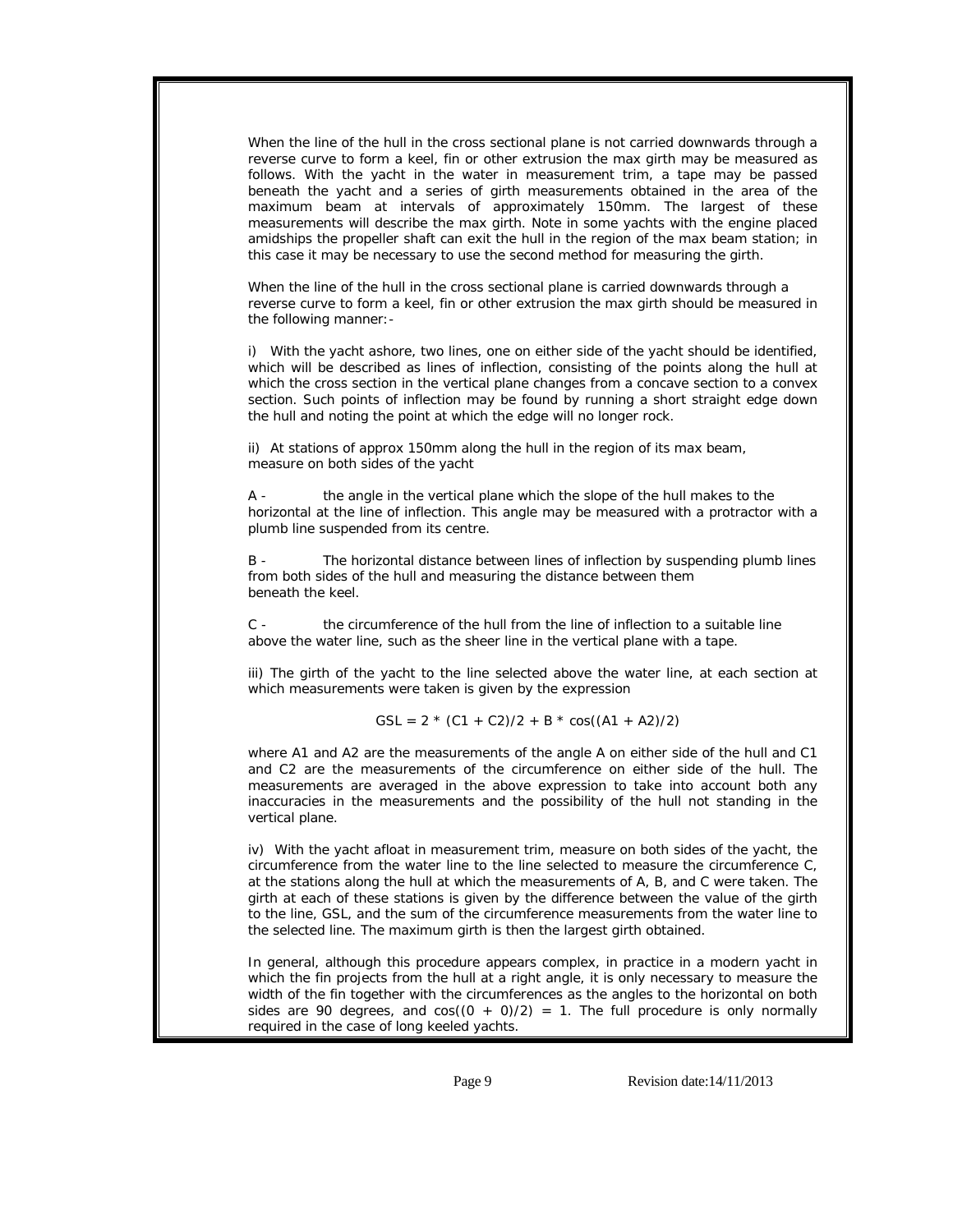When the line of the hull in the cross sectional plane is not carried downwards through a reverse curve to form a keel, fin or other extrusion the max girth may be measured as follows. With the yacht in the water in measurement trim, a tape may be passed beneath the yacht and a series of girth measurements obtained in the area of the maximum beam at intervals of approximately 150mm. The largest of these measurements will describe the max girth. Note in some yachts with the engine placed amidships the propeller shaft can exit the hull in the region of the max beam station; in this case it may be necessary to use the second method for measuring the girth.

When the line of the hull in the cross sectional plane is carried downwards through a reverse curve to form a keel, fin or other extrusion the max girth should be measured in the following manner:-

i) With the yacht ashore, two lines, one on either side of the yacht should be identified, which will be described as lines of inflection, consisting of the points along the hull at which the cross section in the vertical plane changes from a concave section to a convex section. Such points of inflection may be found by running a short straight edge down the hull and noting the point at which the edge will no longer rock.

ii) At stations of approx 150mm along the hull in the region of its max beam, measure on both sides of the yacht

A - the angle in the vertical plane which the slope of the hull makes to the horizontal at the line of inflection. This angle may be measured with a protractor with a plumb line suspended from its centre.

B - The horizontal distance between lines of inflection by suspending plumb lines from both sides of the hull and measuring the distance between them beneath the keel.

C - the circumference of the hull from the line of inflection to a suitable line above the water line, such as the sheer line in the vertical plane with a tape.

iii) The girth of the yacht to the line selected above the water line, at each section at which measurements were taken is given by the expression

$$GSL = 2 * (C1 + C2)/2 + B * \cos((A1 + A2)/2)$$

where A1 and A2 are the measurements of the angle A on either side of the hull and C1 and C2 are the measurements of the circumference on either side of the hull. The measurements are averaged in the above expression to take into account both any inaccuracies in the measurements and the possibility of the hull not standing in the vertical plane.

iv) With the yacht afloat in measurement trim, measure on both sides of the yacht, the circumference from the water line to the line selected to measure the circumference C, at the stations along the hull at which the measurements of A, B, and C were taken. The girth at each of these stations is given by the difference between the value of the girth to the line, GSL, and the sum of the circumference measurements from the water line to the selected line. The maximum girth is then the largest girth obtained.

In general, although this procedure appears complex, in practice in a modern yacht in which the fin projects from the hull at a right angle, it is only necessary to measure the width of the fin together with the circumferences as the angles to the horizontal on both sides are 90 degrees, and $\cos((0 + 0)/2) = 1$. The full procedure is only normally required in the case of long keeled yachts.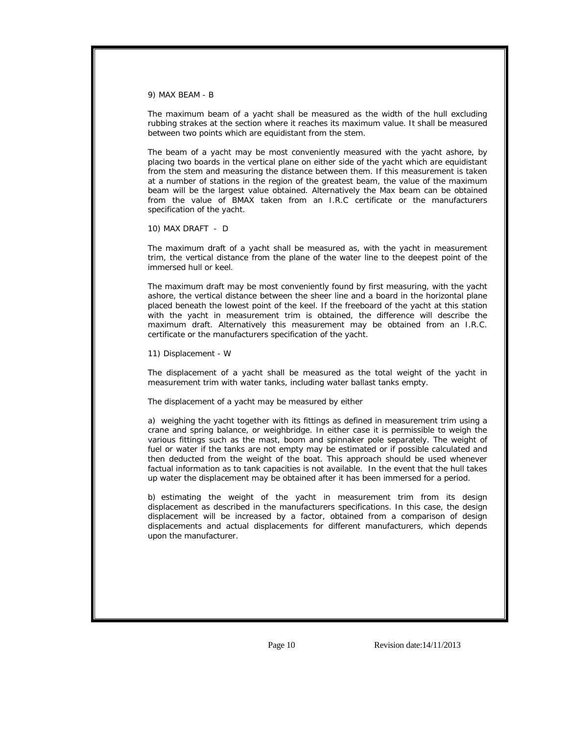9) MAX BEAM - B

The maximum beam of a yacht shall be measured as the width of the hull excluding rubbing strakes at the section where it reaches its maximum value. It shall be measured between two points which are equidistant from the stem.

The beam of a yacht may be most conveniently measured with the yacht ashore, by placing two boards in the vertical plane on either side of the yacht which are equidistant from the stem and measuring the distance between them. If this measurement is taken at a number of stations in the region of the greatest beam, the value of the maximum beam will be the largest value obtained. Alternatively the Max beam can be obtained from the value of BMAX taken from an I.R.C certificate or the manufacturers specification of the yacht.

10) MAX DRAFT - D

The maximum draft of a yacht shall be measured as, with the yacht in measurement trim, the vertical distance from the plane of the water line to the deepest point of the immersed hull or keel.

The maximum draft may be most conveniently found by first measuring, with the yacht ashore, the vertical distance between the sheer line and a board in the horizontal plane placed beneath the lowest point of the keel. If the freeboard of the yacht at this station with the yacht in measurement trim is obtained, the difference will describe the maximum draft. Alternatively this measurement may be obtained from an I.R.C. certificate or the manufacturers specification of the yacht.

11) Displacement - W

The displacement of a yacht shall be measured as the total weight of the yacht in measurement trim with water tanks, including water ballast tanks empty.

The displacement of a yacht may be measured by either

a) weighing the yacht together with its fittings as defined in measurement trim using a crane and spring balance, or weighbridge. In either case it is permissible to weigh the various fittings such as the mast, boom and spinnaker pole separately. The weight of fuel or water if the tanks are not empty may be estimated or if possible calculated and then deducted from the weight of the boat. This approach should be used whenever factual information as to tank capacities is not available. In the event that the hull takes up water the displacement may be obtained after it has been immersed for a period.

b) estimating the weight of the yacht in measurement trim from its design displacement as described in the manufacturers specifications. In this case, the design displacement will be increased by a factor, obtained from a comparison of design displacements and actual displacements for different manufacturers, which depends upon the manufacturer.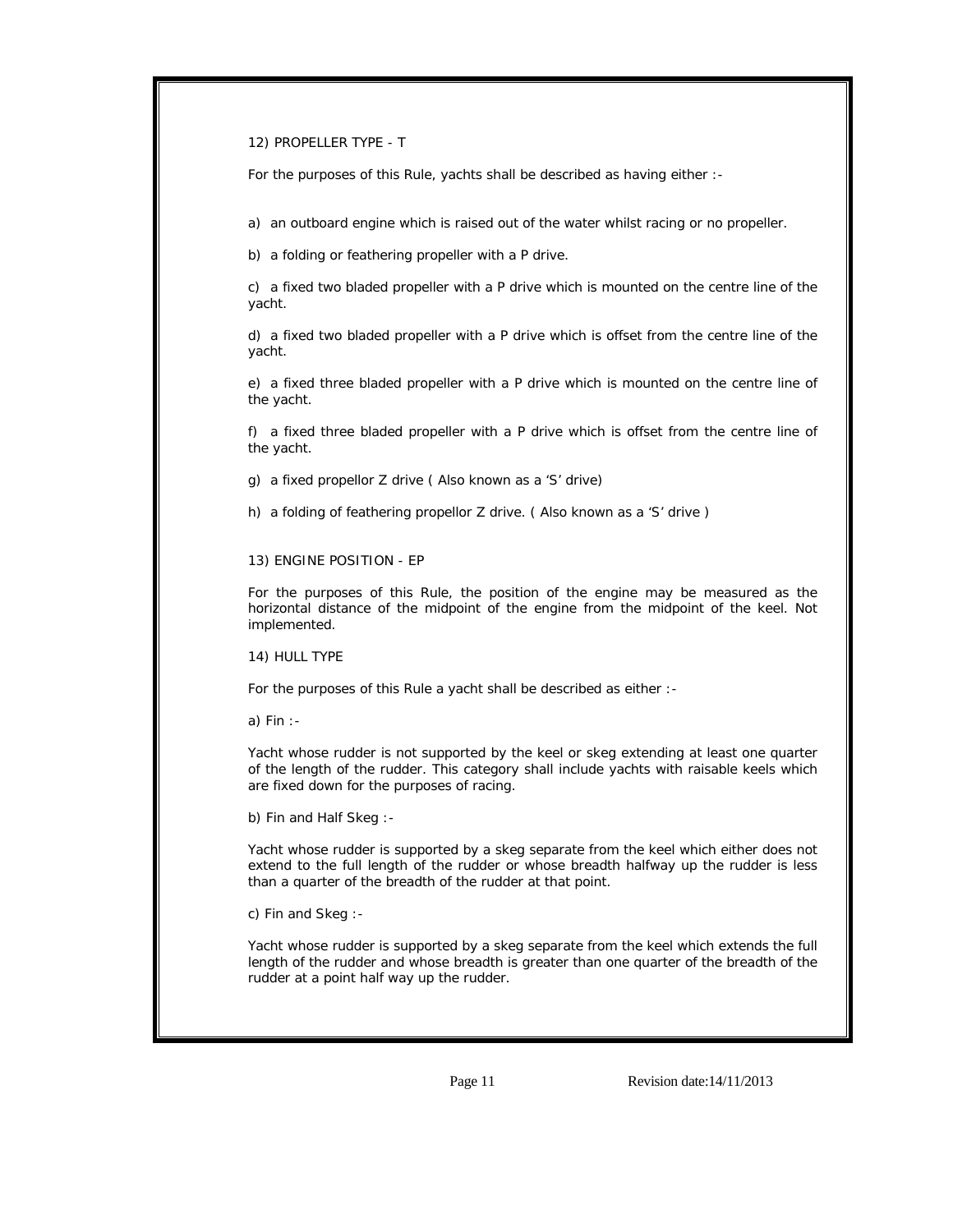12) PROPELLER TYPE - T

For the purposes of this Rule, yachts shall be described as having either :-

a) an outboard engine which is raised out of the water whilst racing or no propeller.

b) a folding or feathering propeller with a P drive.

c) a fixed two bladed propeller with a P drive which is mounted on the centre line of the yacht.

d) a fixed two bladed propeller with a P drive which is offset from the centre line of the yacht.

e) a fixed three bladed propeller with a P drive which is mounted on the centre line of the yacht.

f) a fixed three bladed propeller with a P drive which is offset from the centre line of the yacht.

g) a fixed propellor Z drive ( Also known as a 'S' drive)

h) a folding of feathering propellor Z drive. ( Also known as a 'S' drive )

13) ENGINE POSITION - EP

For the purposes of this Rule, the position of the engine may be measured as the horizontal distance of the midpoint of the engine from the midpoint of the keel. Not implemented.

14) HULL TYPE

For the purposes of this Rule a yacht shall be described as either :-

a) Fin :-

Yacht whose rudder is not supported by the keel or skeg extending at least one quarter of the length of the rudder. This category shall include yachts with raisable keels which are fixed down for the purposes of racing.

b) Fin and Half Skeg :-

Yacht whose rudder is supported by a skeg separate from the keel which either does not extend to the full length of the rudder or whose breadth halfway up the rudder is less than a quarter of the breadth of the rudder at that point.

c) Fin and Skeg :-

Yacht whose rudder is supported by a skeg separate from the keel which extends the full length of the rudder and whose breadth is greater than one quarter of the breadth of the rudder at a point half way up the rudder.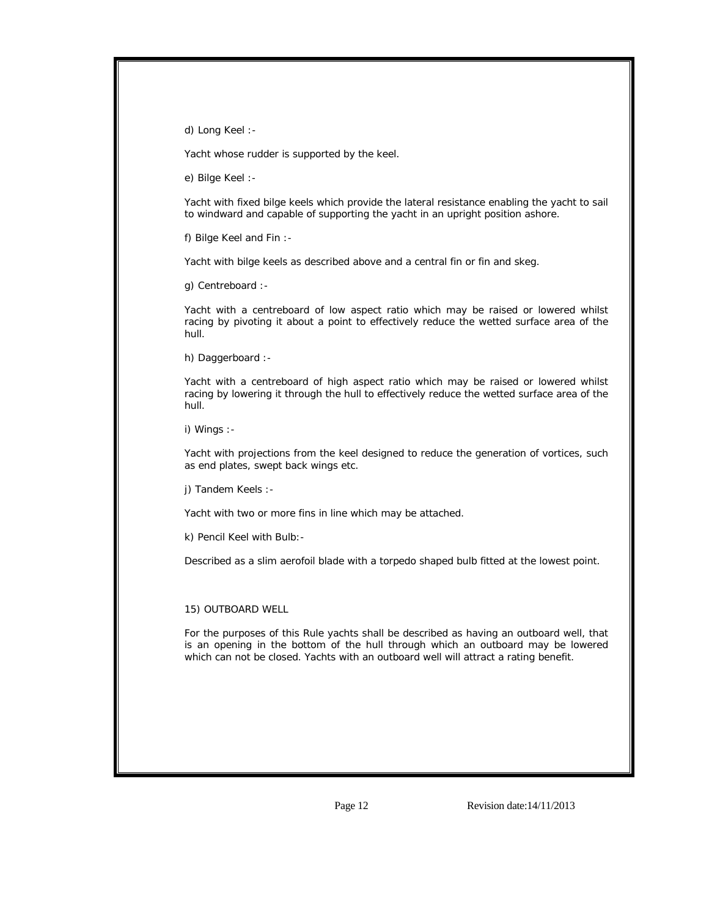d) Long Keel :-

Yacht whose rudder is supported by the keel.

e) Bilge Keel :-

Yacht with fixed bilge keels which provide the lateral resistance enabling the yacht to sail to windward and capable of supporting the yacht in an upright position ashore.

f) Bilge Keel and Fin :-

Yacht with bilge keels as described above and a central fin or fin and skeg.

g) Centreboard :-

Yacht with a centreboard of low aspect ratio which may be raised or lowered whilst racing by pivoting it about a point to effectively reduce the wetted surface area of the hull.

h) Daggerboard :-

Yacht with a centreboard of high aspect ratio which may be raised or lowered whilst racing by lowering it through the hull to effectively reduce the wetted surface area of the hull.

i) Wings :-

Yacht with projections from the keel designed to reduce the generation of vortices, such as end plates, swept back wings etc.

j) Tandem Keels :-

Yacht with two or more fins in line which may be attached.

k) Pencil Keel with Bulb:-

Described as a slim aerofoil blade with a torpedo shaped bulb fitted at the lowest point.

15) OUTBOARD WELL

For the purposes of this Rule yachts shall be described as having an outboard well, that is an opening in the bottom of the hull through which an outboard may be lowered which can not be closed. Yachts with an outboard well will attract a rating benefit.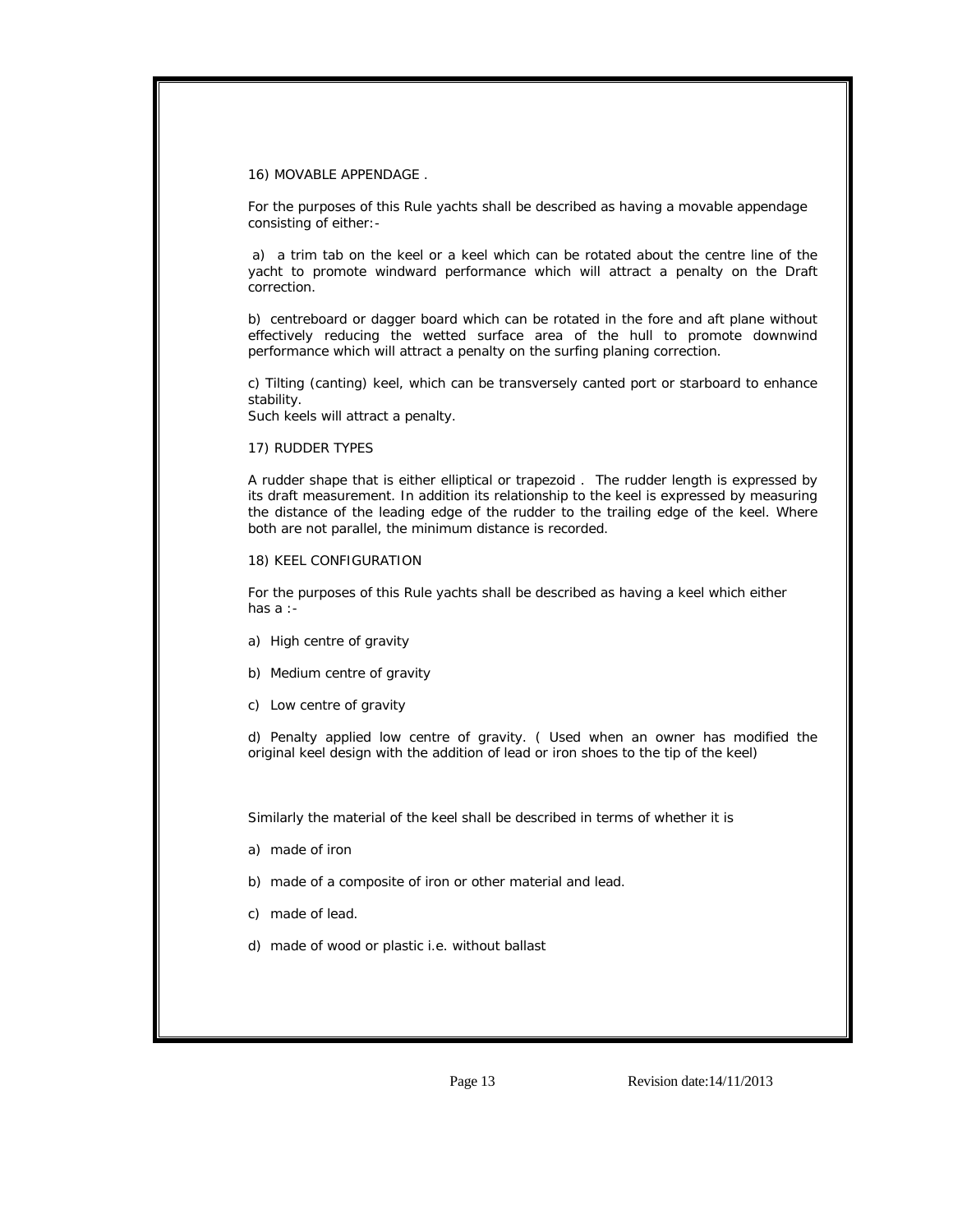16) MOVABLE APPENDAGE .

For the purposes of this Rule yachts shall be described as having a movable appendage consisting of either:-

a) a trim tab on the keel or a keel which can be rotated about the centre line of the yacht to promote windward performance which will attract a penalty on the Draft correction.

b) centreboard or dagger board which can be rotated in the fore and aft plane without effectively reducing the wetted surface area of the hull to promote downwind performance which will attract a penalty on the surfing planing correction.

c) Tilting (canting) keel, which can be transversely canted port or starboard to enhance stability.
Such keels will attract a penalty.

17) RUDDER TYPES

A rudder shape that is either elliptical or trapezoid . The rudder length is expressed by its draft measurement. In addition its relationship to the keel is expressed by measuring the distance of the leading edge of the rudder to the trailing edge of the keel. Where both are not parallel, the minimum distance is recorded.

18) KEEL CONFIGURATION

For the purposes of this Rule yachts shall be described as having a keel which either has a :-

a) High centre of gravity

b) Medium centre of gravity

c) Low centre of gravity

d) Penalty applied low centre of gravity. ( Used when an owner has modified the original keel design with the addition of lead or iron shoes to the tip of the keel)

Similarly the material of the keel shall be described in terms of whether it is

a) made of iron

b) made of a composite of iron or other material and lead.

c) made of lead.

d) made of wood or plastic i.e. without ballast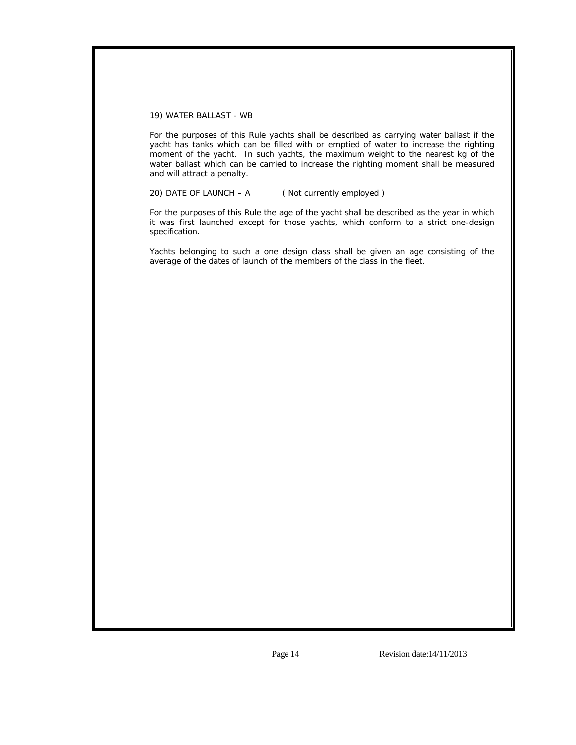19) WATER BALLAST - WB

For the purposes of this Rule yachts shall be described as carrying water ballast if the yacht has tanks which can be filled with or emptied of water to increase the righting moment of the yacht. In such yachts, the maximum weight to the nearest kg of the water ballast which can be carried to increase the righting moment shall be measured and will attract a penalty.

20) DATE OF LAUNCH – A ( Not currently employed )

For the purposes of this Rule the age of the yacht shall be described as the year in which it was first launched except for those yachts, which conform to a strict one-design specification.

Yachts belonging to such a one design class shall be given an age consisting of the average of the dates of launch of the members of the class in the fleet.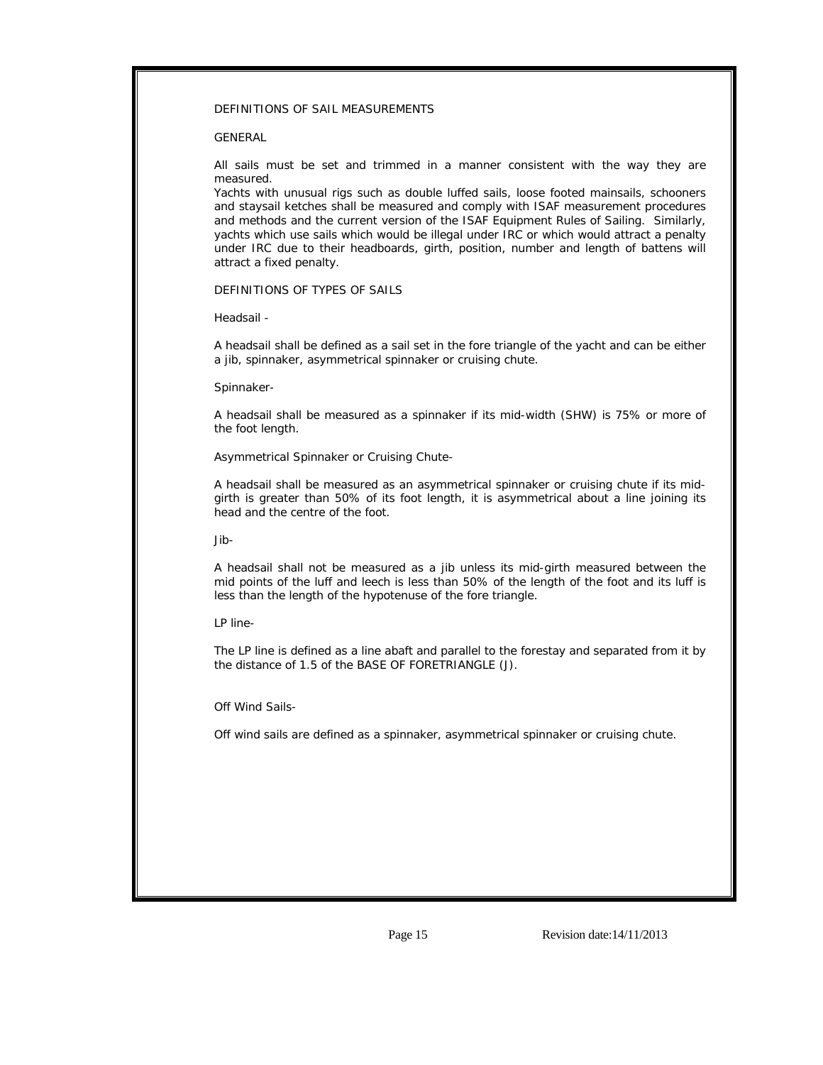# DEFINITIONS OF SAIL MEASUREMENTS

## GENERAL

All sails must be set and trimmed in a manner consistent with the way they are measured.
Yachts with unusual rigs such as double luffed sails, loose footed mainsails, schooners and staysail ketches shall be measured and comply with ISAF measurement procedures and methods and the current version of the ISAF Equipment Rules of Sailing. Similarly, yachts which use sails which would be illegal under IRC or which would attract a penalty under IRC due to their headboards, girth, position, number and length of battens will attract a fixed penalty.

## DEFINITIONS OF TYPES OF SAILS

### Headsail -

A headsail shall be defined as a sail set in the fore triangle of the yacht and can be either a jib, spinnaker, asymmetrical spinnaker or cruising chute.

### Spinnaker-

A headsail shall be measured as a spinnaker if its mid-width (SHW) is 75% or more of the foot length.

### Asymmetrical Spinnaker or Cruising Chute-

A headsail shall be measured as an asymmetrical spinnaker or cruising chute if its mid-girth is greater than 50% of its foot length, it is asymmetrical about a line joining its head and the centre of the foot.

### Jib-

A headsail shall not be measured as a jib unless its mid-girth measured between the mid points of the luff and leech is less than 50% of the length of the foot and its luff is less than the length of the hypotenuse of the fore triangle.

### LP line-

The LP line is defined as a line abaft and parallel to the forestay and separated from it by the distance of 1.5 of the BASE OF FORETRIANGLE (J).

### Off Wind Sails-

Off wind sails are defined as a spinnaker, asymmetrical spinnaker or cruising chute.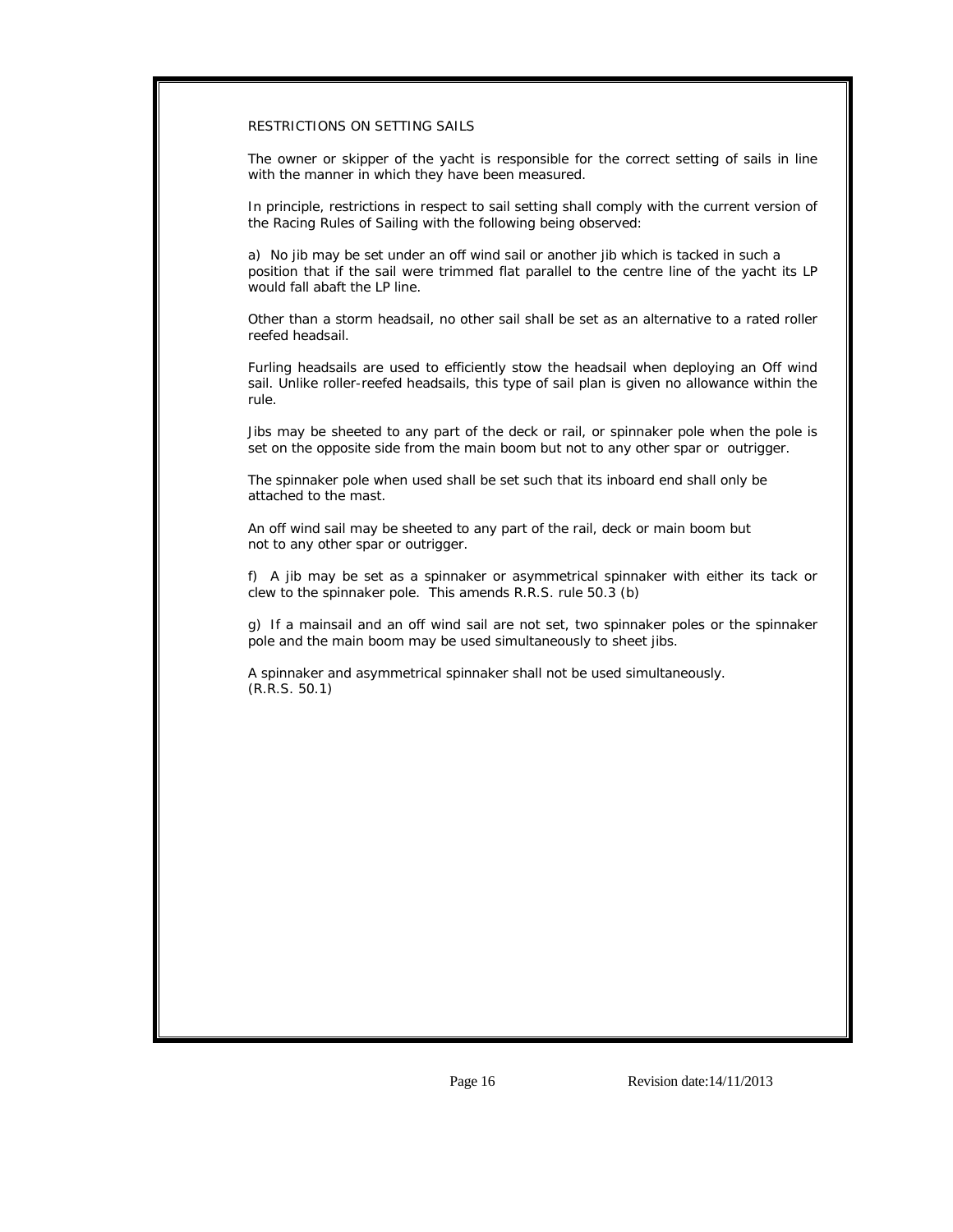RESTRICTIONS ON SETTING SAILS

The owner or skipper of the yacht is responsible for the correct setting of sails in line with the manner in which they have been measured.

In principle, restrictions in respect to sail setting shall comply with the current version of the Racing Rules of Sailing with the following being observed:

a) No jib may be set under an off wind sail or another jib which is tacked in such a position that if the sail were trimmed flat parallel to the centre line of the yacht its LP would fall abaft the LP line.

Other than a storm headsail, no other sail shall be set as an alternative to a rated roller reefed headsail.

Furling headsails are used to efficiently stow the headsail when deploying an Off wind sail. Unlike roller-reefed headsails, this type of sail plan is given no allowance within the rule.

Jibs may be sheeted to any part of the deck or rail, or spinnaker pole when the pole is set on the opposite side from the main boom but not to any other spar or outrigger.

The spinnaker pole when used shall be set such that its inboard end shall only be attached to the mast.

An off wind sail may be sheeted to any part of the rail, deck or main boom but not to any other spar or outrigger.

f) A jib may be set as a spinnaker or asymmetrical spinnaker with either its tack or clew to the spinnaker pole. This amends R.R.S. rule 50.3 (b)

g) If a mainsail and an off wind sail are not set, two spinnaker poles or the spinnaker pole and the main boom may be used simultaneously to sheet jibs.

A spinnaker and asymmetrical spinnaker shall not be used simultaneously. (R.R.S. 50.1)

Revision date:14/11/2013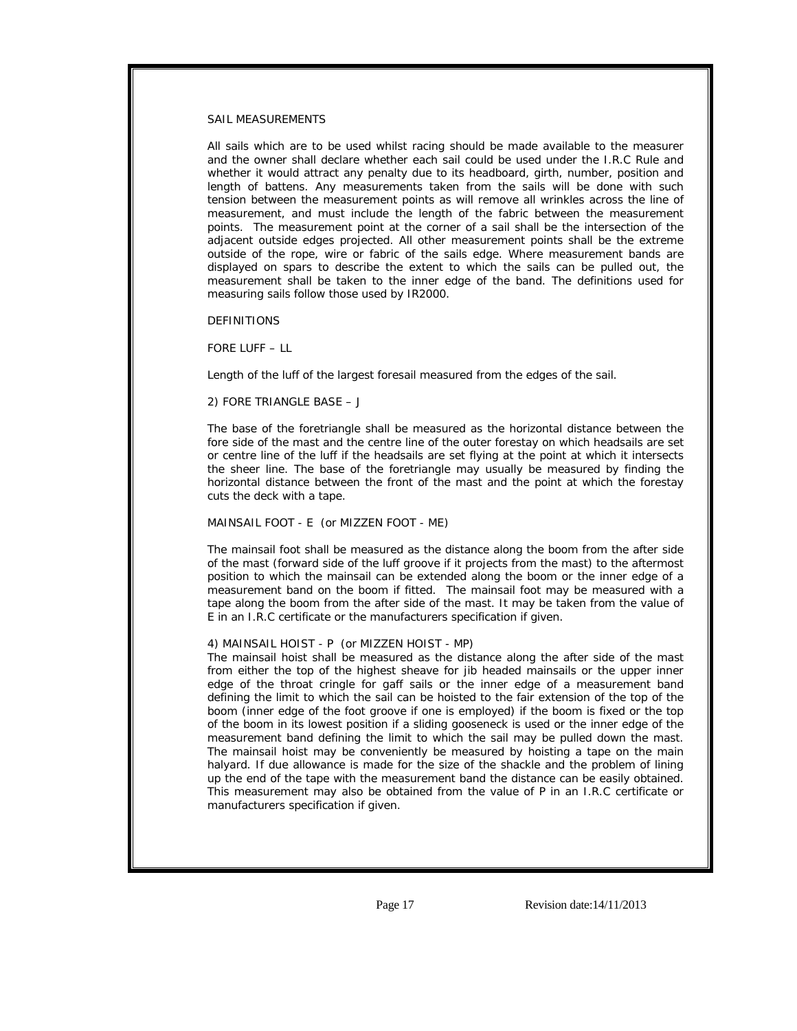## SAIL MEASUREMENTS

All sails which are to be used whilst racing should be made available to the measurer and the owner shall declare whether each sail could be used under the I.R.C Rule and whether it would attract any penalty due to its headboard, girth, number, position and length of battens. Any measurements taken from the sails will be done with such tension between the measurement points as will remove all wrinkles across the line of measurement, and must include the length of the fabric between the measurement points. The measurement point at the corner of a sail shall be the intersection of the adjacent outside edges projected. All other measurement points shall be the extreme outside of the rope, wire or fabric of the sails edge. Where measurement bands are displayed on spars to describe the extent to which the sails can be pulled out, the measurement shall be taken to the inner edge of the band. The definitions used for measuring sails follow those used by IR2000.

## DEFINITIONS

### FORE LUFF – LL

Length of the luff of the largest foresail measured from the edges of the sail.

### 2) FORE TRIANGLE BASE – J

The base of the foretriangle shall be measured as the horizontal distance between the fore side of the mast and the centre line of the outer forestay on which headsails are set or centre line of the luff if the headsails are set flying at the point at which it intersects the sheer line. The base of the foretriangle may usually be measured by finding the horizontal distance between the front of the mast and the point at which the forestay cuts the deck with a tape.

### MAINSAIL FOOT - E (or MIZZEN FOOT - ME)

The mainsail foot shall be measured as the distance along the boom from the after side of the mast (forward side of the luff groove if it projects from the mast) to the aftermost position to which the mainsail can be extended along the boom or the inner edge of a measurement band on the boom if fitted. The mainsail foot may be measured with a tape along the boom from the after side of the mast. It may be taken from the value of E in an I.R.C certificate or the manufacturers specification if given.

### 4) MAINSAIL HOIST - P (or MIZZEN HOIST - MP)

The mainsail hoist shall be measured as the distance along the after side of the mast from either the top of the highest sheave for jib headed mainsails or the upper inner edge of the throat cringle for gaff sails or the inner edge of a measurement band defining the limit to which the sail can be hoisted to the fair extension of the top of the boom (inner edge of the foot groove if one is employed) if the boom is fixed or the top of the boom in its lowest position if a sliding gooseneck is used or the inner edge of the measurement band defining the limit to which the sail may be pulled down the mast. The mainsail hoist may be conveniently be measured by hoisting a tape on the main halyard. If due allowance is made for the size of the shackle and the problem of lining up the end of the tape with the measurement band the distance can be easily obtained. This measurement may also be obtained from the value of P in an I.R.C certificate or manufacturers specification if given.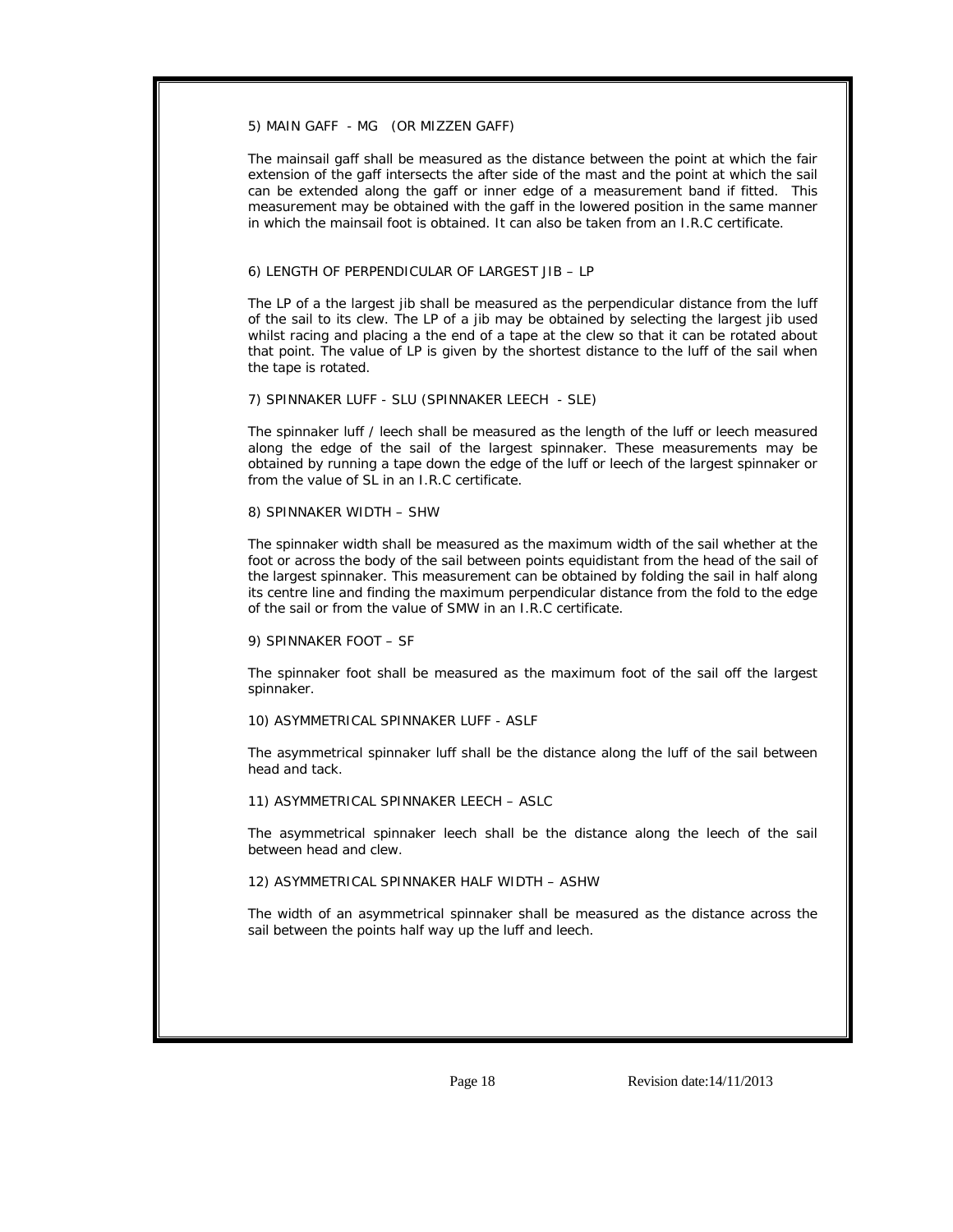5) MAIN GAFF - MG (OR MIZZEN GAFF)

The mainsail gaff shall be measured as the distance between the point at which the fair extension of the gaff intersects the after side of the mast and the point at which the sail can be extended along the gaff or inner edge of a measurement band if fitted. This measurement may be obtained with the gaff in the lowered position in the same manner in which the mainsail foot is obtained. It can also be taken from an I.R.C certificate.

6) LENGTH OF PERPENDICULAR OF LARGEST JIB – LP

The LP of a the largest jib shall be measured as the perpendicular distance from the luff of the sail to its clew. The LP of a jib may be obtained by selecting the largest jib used whilst racing and placing a the end of a tape at the clew so that it can be rotated about that point. The value of LP is given by the shortest distance to the luff of the sail when the tape is rotated.

7) SPINNAKER LUFF - SLU (SPINNAKER LEECH - SLE)

The spinnaker luff / leech shall be measured as the length of the luff or leech measured along the edge of the sail of the largest spinnaker. These measurements may be obtained by running a tape down the edge of the luff or leech of the largest spinnaker or from the value of SL in an I.R.C certificate.

8) SPINNAKER WIDTH – SHW

The spinnaker width shall be measured as the maximum width of the sail whether at the foot or across the body of the sail between points equidistant from the head of the sail of the largest spinnaker. This measurement can be obtained by folding the sail in half along its centre line and finding the maximum perpendicular distance from the fold to the edge of the sail or from the value of SMW in an I.R.C certificate.

9) SPINNAKER FOOT – SF

The spinnaker foot shall be measured as the maximum foot of the sail off the largest spinnaker.

10) ASYMMETRICAL SPINNAKER LUFF - ASLF

The asymmetrical spinnaker luff shall be the distance along the luff of the sail between head and tack.

11) ASYMMETRICAL SPINNAKER LEECH – ASLC

The asymmetrical spinnaker leech shall be the distance along the leech of the sail between head and clew.

12) ASYMMETRICAL SPINNAKER HALF WIDTH – ASHW

The width of an asymmetrical spinnaker shall be measured as the distance across the sail between the points half way up the luff and leech.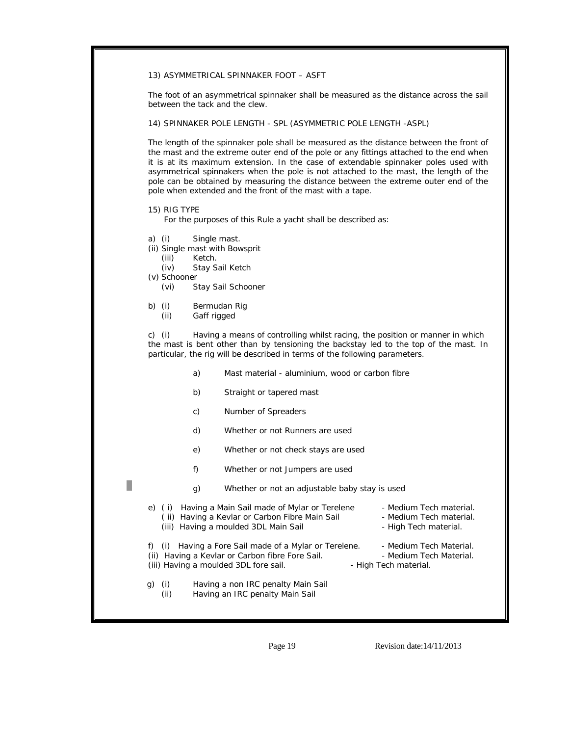13) ASYMMETRICAL SPINNAKER FOOT – ASFT

The foot of an asymmetrical spinnaker shall be measured as the distance across the sail between the tack and the clew.

14) SPINNAKER POLE LENGTH - SPL (ASYMMETRIC POLE LENGTH -ASPL)

The length of the spinnaker pole shall be measured as the distance between the front of the mast and the extreme outer end of the pole or any fittings attached to the end when it is at its maximum extension. In the case of extendable spinnaker poles used with asymmetrical spinnakers when the pole is not attached to the mast, the length of the pole can be obtained by measuring the distance between the extreme outer end of the pole when extended and the front of the mast with a tape.

15) RIG TYPE

For the purposes of this Rule a yacht shall be described as:

a) (i) Single mast.
(ii) Single mast with Bowsprit
(iii) Ketch.
(iv) Stay Sail Ketch
(v) Schooner
(vi) Stay Sail Schooner

b) (i) Bermudan Rig
(ii) Gaff rigged

c) (i) Having a means of controlling whilst racing, the position or manner in which the mast is bent other than by tensioning the backstay led to the top of the mast. In particular, the rig will be described in terms of the following parameters.

a) Mast material - aluminium, wood or carbon fibre

b) Straight or tapered mast

c) Number of Spreaders

d) Whether or not Runners are used

e) Whether or not check stays are used

f) Whether or not Jumpers are used

g) Whether or not an adjustable baby stay is used

e) ( i) Having a Main Sail made of Mylar or Terelene - Medium Tech material.
( ii) Having a Kevlar or Carbon Fibre Main Sail - Medium Tech material.
(iii) Having a moulded 3DL Main Sail - High Tech material.

f) (i) Having a Fore Sail made of a Mylar or Terelene. - Medium Tech Material.
(ii) Having a Kevlar or Carbon fibre Fore Sail. - Medium Tech Material.
(iii) Having a moulded 3DL fore sail. - High Tech material.

g) (i) Having a non IRC penalty Main Sail
(ii) Having an IRC penalty Main Sail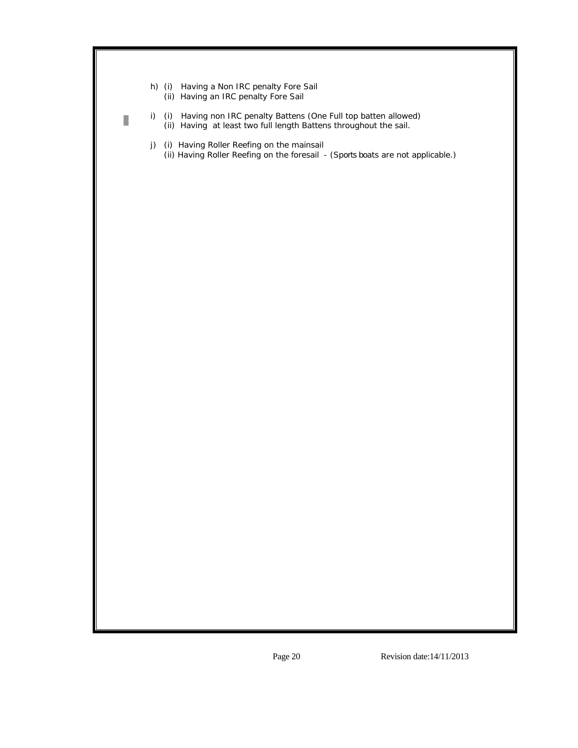h) (i) Having a Non IRC penalty Fore Sail
   (ii) Having an IRC penalty Fore Sail

i) (i) Having non IRC penalty Battens (One Full top batten allowed)
   (ii) Having at least two full length Battens throughout the sail.

j) (i) Having Roller Reefing on the mainsail
   (ii) Having Roller Reefing on the foresail - (Sports boats are not applicable.)

Revision date:14/11/2013